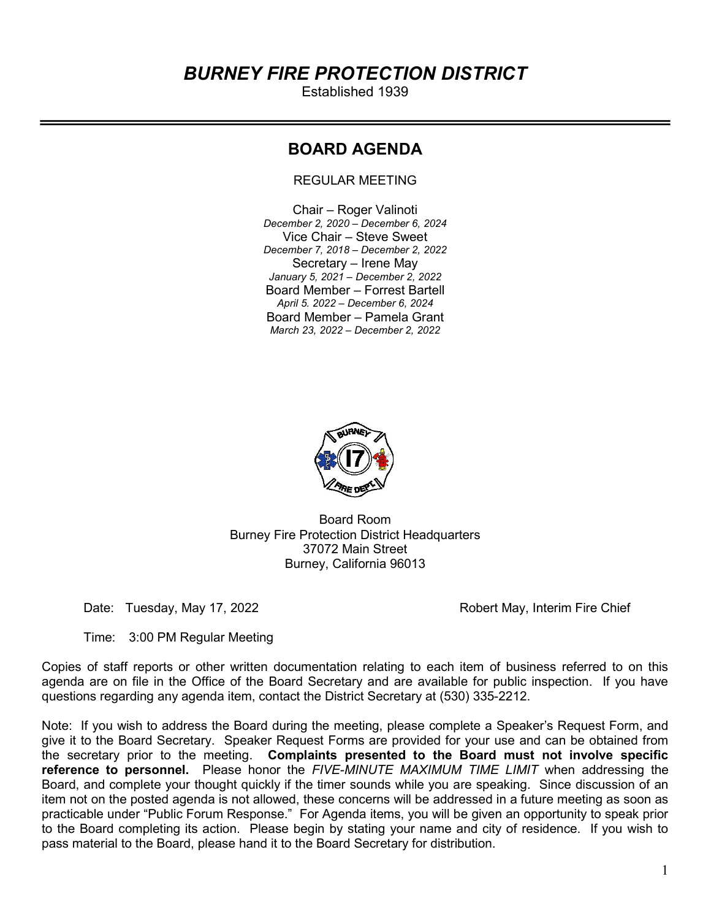# *BURNEY FIRE PROTECTION DISTRICT*

Established 1939

## BOARD AGENDA

REGULAR MEETING

Chair – Roger Valinoti
*December 2, 2020 – December 6, 2024*
Vice Chair – Steve Sweet
*December 7, 2018 – December 2, 2022*
Secretary – Irene May
*January 5, 2021 – December 2, 2022*
Board Member – Forrest Bartell
*April 5. 2022 – December 6, 2024*
Board Member – Pamela Grant
*March 23, 2022 – December 2, 2022*

Board Room
Burney Fire Protection District Headquarters
37072 Main Street
Burney, California 96013

Date: Tuesday, May 17, 2022

Robert May, Interim Fire Chief

Time: 3:00 PM Regular Meeting

Copies of staff reports or other written documentation relating to each item of business referred to on this agenda are on file in the Office of the Board Secretary and are available for public inspection. If you have questions regarding any agenda item, contact the District Secretary at (530) 335-2212.

Note: If you wish to address the Board during the meeting, please complete a Speaker's Request Form, and give it to the Board Secretary. Speaker Request Forms are provided for your use and can be obtained from the secretary prior to the meeting. **Complaints presented to the Board must not involve specific reference to personnel.** Please honor the *FIVE-MINUTE MAXIMUM TIME LIMIT* when addressing the Board, and complete your thought quickly if the timer sounds while you are speaking. Since discussion of an item not on the posted agenda is not allowed, these concerns will be addressed in a future meeting as soon as practicable under "Public Forum Response." For Agenda items, you will be given an opportunity to speak prior to the Board completing its action. Please begin by stating your name and city of residence. If you wish to pass material to the Board, please hand it to the Board Secretary for distribution.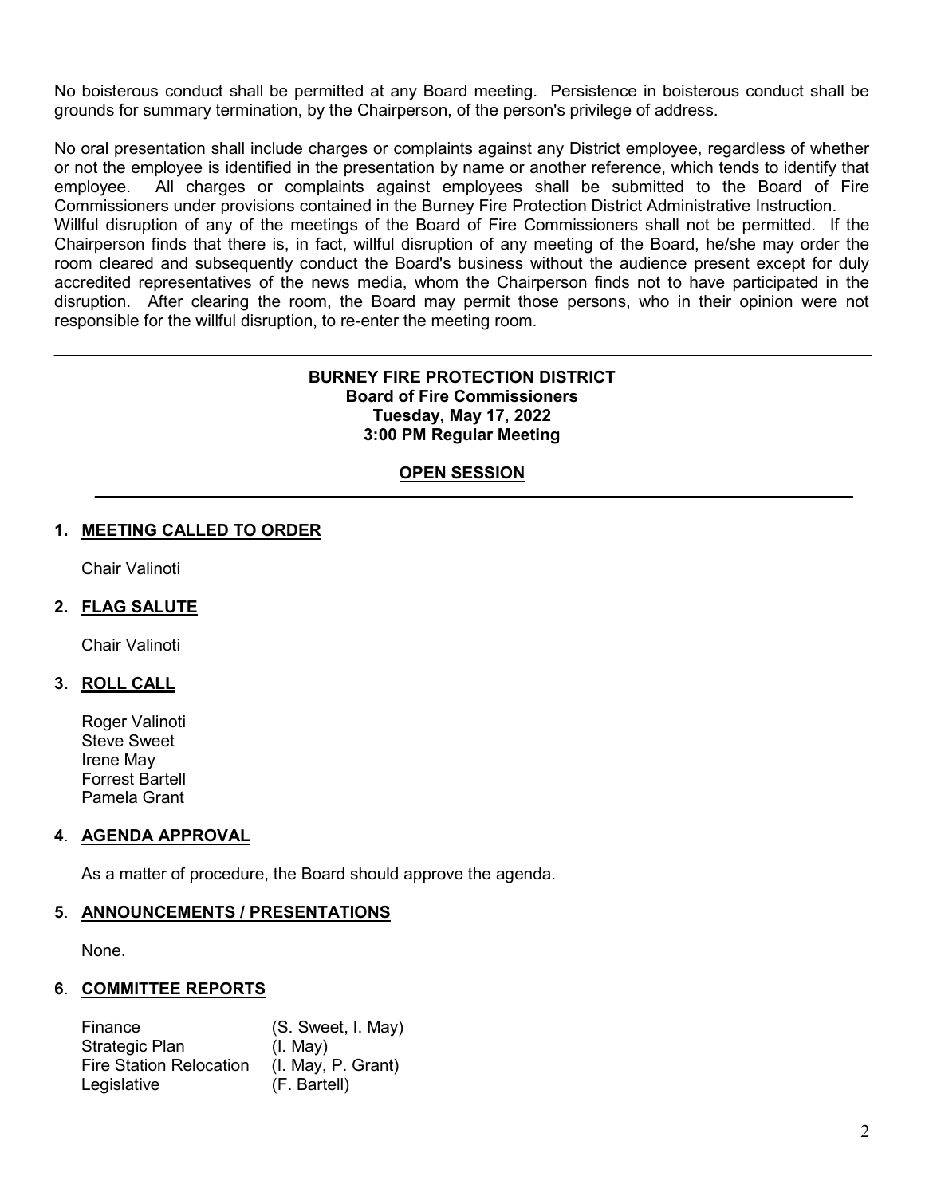No boisterous conduct shall be permitted at any Board meeting. Persistence in boisterous conduct shall be grounds for summary termination, by the Chairperson, of the person's privilege of address.

No oral presentation shall include charges or complaints against any District employee, regardless of whether or not the employee is identified in the presentation by name or another reference, which tends to identify that employee. All charges or complaints against employees shall be submitted to the Board of Fire Commissioners under provisions contained in the Burney Fire Protection District Administrative Instruction.
Willful disruption of any of the meetings of the Board of Fire Commissioners shall not be permitted. If the Chairperson finds that there is, in fact, willful disruption of any meeting of the Board, he/she may order the room cleared and subsequently conduct the Board's business without the audience present except for duly accredited representatives of the news media, whom the Chairperson finds not to have participated in the disruption. After clearing the room, the Board may permit those persons, who in their opinion were not responsible for the willful disruption, to re-enter the meeting room.

---

**BURNEY FIRE PROTECTION DISTRICT**
**Board of Fire Commissioners**
**Tuesday, May 17, 2022**
**3:00 PM Regular Meeting**

## OPEN SESSION

### 1. MEETING CALLED TO ORDER

Chair Valinoti

### 2. FLAG SALUTE

Chair Valinoti

### 3. ROLL CALL

Roger Valinoti
Steve Sweet
Irene May
Forrest Bartell
Pamela Grant

### 4. AGENDA APPROVAL

As a matter of procedure, the Board should approve the agenda.

### 5. ANNOUNCEMENTS / PRESENTATIONS

None.

### 6. COMMITTEE REPORTS

| | |
|---|---|
| Finance | (S. Sweet, I. May) |
| Strategic Plan | (I. May) |
| Fire Station Relocation | (I. May, P. Grant) |
| Legislative | (F. Bartell) |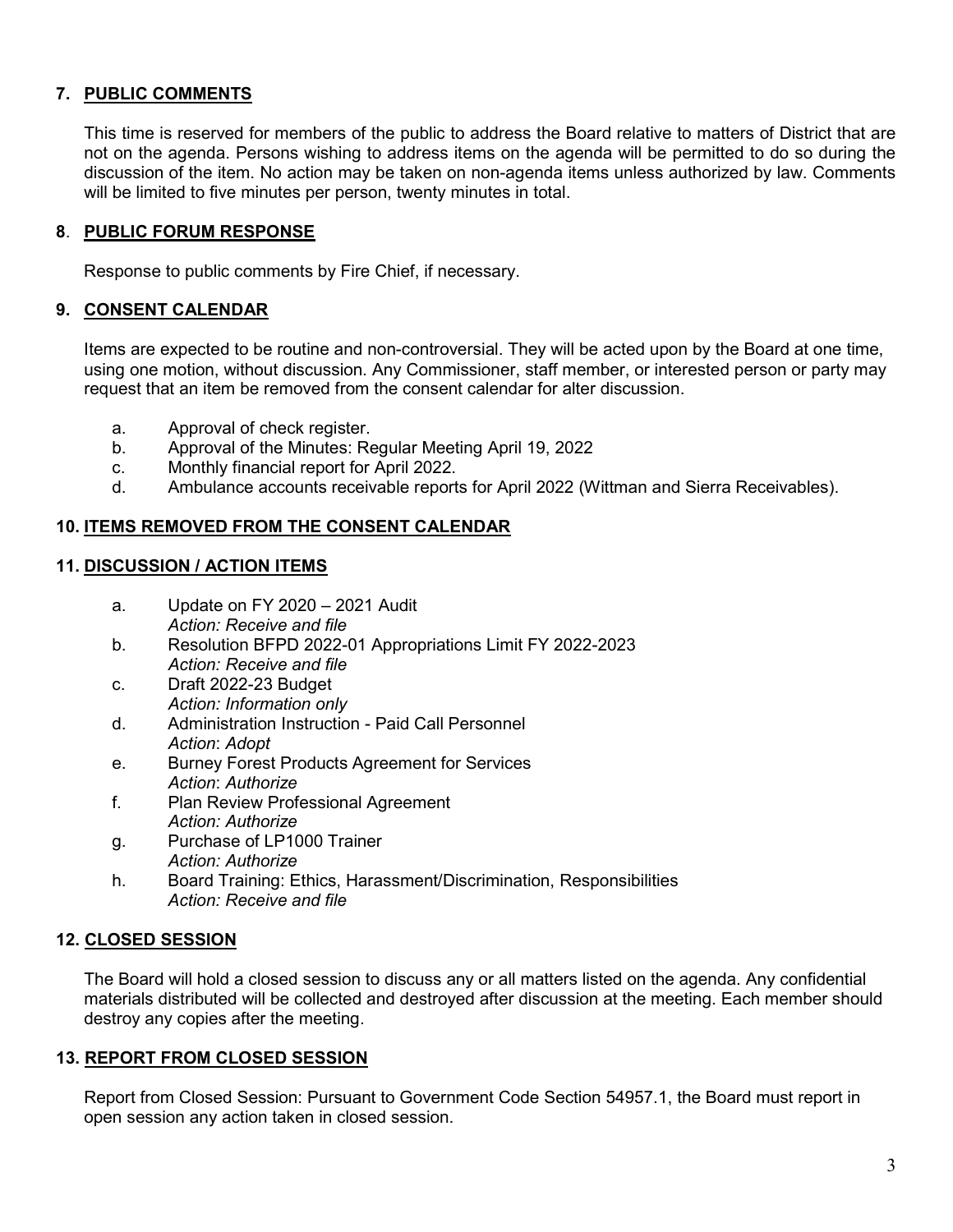## 7. PUBLIC COMMENTS

This time is reserved for members of the public to address the Board relative to matters of District that are not on the agenda. Persons wishing to address items on the agenda will be permitted to do so during the discussion of the item. No action may be taken on non-agenda items unless authorized by law. Comments will be limited to five minutes per person, twenty minutes in total.

## 8. PUBLIC FORUM RESPONSE

Response to public comments by Fire Chief, if necessary.

## 9. CONSENT CALENDAR

Items are expected to be routine and non-controversial. They will be acted upon by the Board at one time, using one motion, without discussion. Any Commissioner, staff member, or interested person or party may request that an item be removed from the consent calendar for alter discussion.

a. Approval of check register.
b. Approval of the Minutes: Regular Meeting April 19, 2022
c. Monthly financial report for April 2022.
d. Ambulance accounts receivable reports for April 2022 (Wittman and Sierra Receivables).

## 10. ITEMS REMOVED FROM THE CONSENT CALENDAR

## 11. DISCUSSION / ACTION ITEMS

a. Update on FY 2020 – 2021 Audit
*Action: Receive and file*
b. Resolution BFPD 2022-01 Appropriations Limit FY 2022-2023
*Action: Receive and file*
c. Draft 2022-23 Budget
*Action: Information only*
d. Administration Instruction - Paid Call Personnel
*Action*: *Adopt*
e. Burney Forest Products Agreement for Services
*Action*: *Authorize*
f. Plan Review Professional Agreement
*Action: Authorize*
g. Purchase of LP1000 Trainer
*Action: Authorize*
h. Board Training: Ethics, Harassment/Discrimination, Responsibilities
*Action: Receive and file*

## 12. CLOSED SESSION

The Board will hold a closed session to discuss any or all matters listed on the agenda. Any confidential materials distributed will be collected and destroyed after discussion at the meeting. Each member should destroy any copies after the meeting.

## 13. REPORT FROM CLOSED SESSION

Report from Closed Session: Pursuant to Government Code Section 54957.1, the Board must report in open session any action taken in closed session.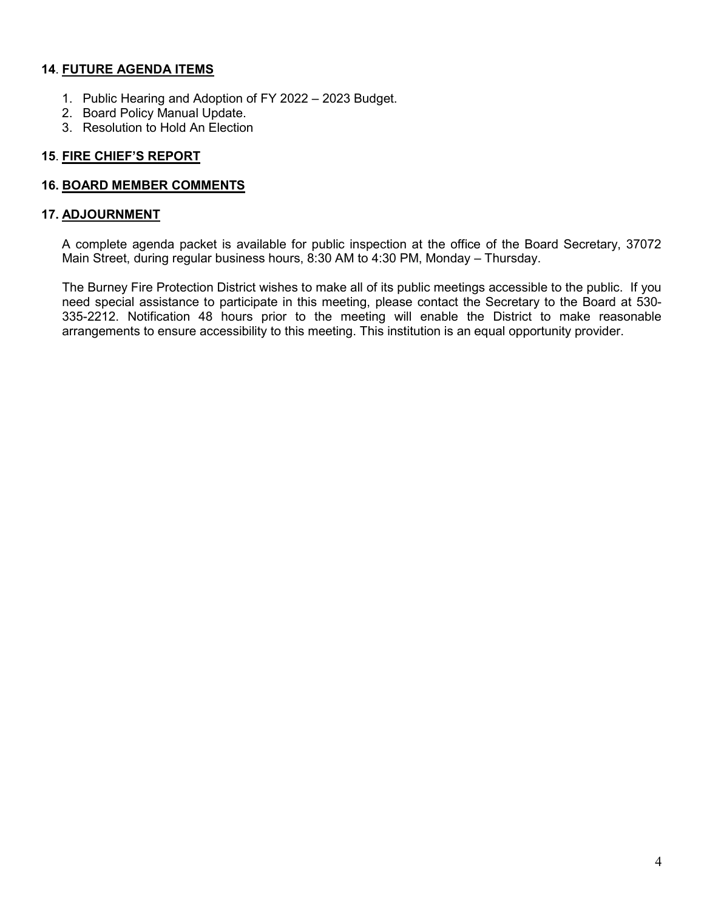## **14**. **FUTURE AGENDA ITEMS**

1. Public Hearing and Adoption of FY 2022 – 2023 Budget.
2. Board Policy Manual Update.
3. Resolution to Hold An Election

## **15**. **FIRE CHIEF'S REPORT**

## **16. BOARD MEMBER COMMENTS**

## **17. ADJOURNMENT**

A complete agenda packet is available for public inspection at the office of the Board Secretary, 37072 Main Street, during regular business hours, 8:30 AM to 4:30 PM, Monday – Thursday.

The Burney Fire Protection District wishes to make all of its public meetings accessible to the public. If you need special assistance to participate in this meeting, please contact the Secretary to the Board at 530-335-2212. Notification 48 hours prior to the meeting will enable the District to make reasonable arrangements to ensure accessibility to this meeting. This institution is an equal opportunity provider.